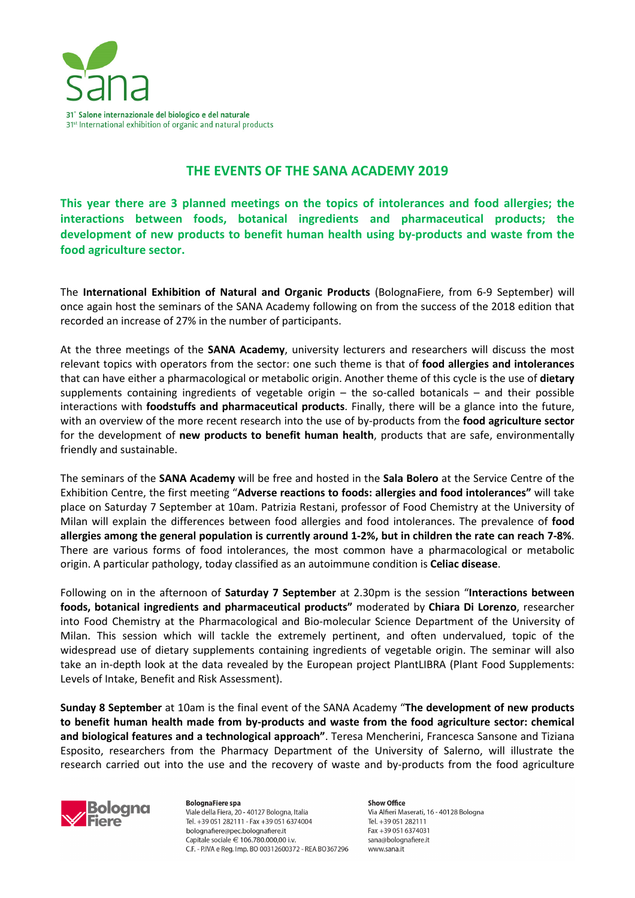31° Salone internazionale del biologico e del naturale
31st International exhibition of organic and natural products

# THE EVENTS OF THE SANA ACADEMY 2019

**This year there are 3 planned meetings on the topics of intolerances and food allergies; the interactions between foods, botanical ingredients and pharmaceutical products; the development of new products to benefit human health using by-products and waste from the food agriculture sector.**

The **International Exhibition of Natural and Organic Products** (BolognaFiere, from 6-9 September) will once again host the seminars of the SANA Academy following on from the success of the 2018 edition that recorded an increase of 27% in the number of participants.

At the three meetings of the **SANA Academy**, university lecturers and researchers will discuss the most relevant topics with operators from the sector: one such theme is that of **food allergies and intolerances** that can have either a pharmacological or metabolic origin. Another theme of this cycle is the use of **dietary** supplements containing ingredients of vegetable origin – the so-called botanicals – and their possible interactions with **foodstuffs and pharmaceutical products**. Finally, there will be a glance into the future, with an overview of the more recent research into the use of by-products from the **food agriculture sector** for the development of **new products to benefit human health**, products that are safe, environmentally friendly and sustainable.

The seminars of the **SANA Academy** will be free and hosted in the **Sala Bolero** at the Service Centre of the Exhibition Centre, the first meeting "**Adverse reactions to foods: allergies and food intolerances"** will take place on Saturday 7 September at 10am. Patrizia Restani, professor of Food Chemistry at the University of Milan will explain the differences between food allergies and food intolerances. The prevalence of **food allergies among the general population is currently around 1-2%, but in children the rate can reach 7-8%**. There are various forms of food intolerances, the most common have a pharmacological or metabolic origin. A particular pathology, today classified as an autoimmune condition is **Celiac disease**.

Following on in the afternoon of **Saturday 7 September** at 2.30pm is the session "**Interactions between foods, botanical ingredients and pharmaceutical products"** moderated by **Chiara Di Lorenzo**, researcher into Food Chemistry at the Pharmacological and Bio-molecular Science Department of the University of Milan. This session which will tackle the extremely pertinent, and often undervalued, topic of the widespread use of dietary supplements containing ingredients of vegetable origin. The seminar will also take an in-depth look at the data revealed by the European project PlantLIBRA (Plant Food Supplements: Levels of Intake, Benefit and Risk Assessment).

**Sunday 8 September** at 10am is the final event of the SANA Academy "**The development of new products to benefit human health made from by-products and waste from the food agriculture sector: chemical and biological features and a technological approach"**. Teresa Mencherini, Francesca Sansone and Tiziana Esposito, researchers from the Pharmacy Department of the University of Salerno, will illustrate the research carried out into the use and the recovery of waste and by-products from the food agriculture

**BolognaFiere spa**
Viale della Fiera, 20 - 40127 Bologna, Italia
Tel. +39 051 282111 - Fax +39 051 6374004
bolognafiere@pec.bolognafiere.it
Capitale sociale € 106.780.000,00 i.v.
C.F. - P.IVA e Reg. Imp. BO 00312600372 - REA BO367296

**Show Office**
Via Alfieri Maserati, 16 - 40128 Bologna
Tel. +39 051 282111
Fax +39 051 6374031
sana@bolognafiere.it
www.sana.it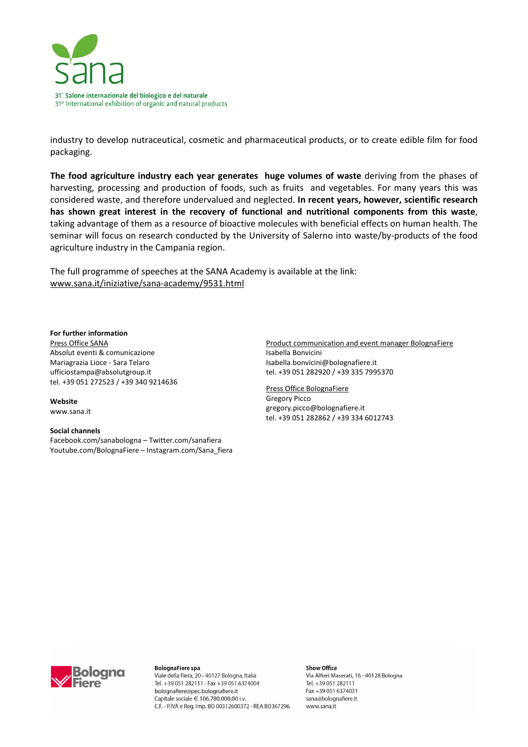industry to develop nutraceutical, cosmetic and pharmaceutical products, or to create edible film for food packaging.

**The food agriculture industry each year generates huge volumes of waste** deriving from the phases of harvesting, processing and production of foods, such as fruits and vegetables. For many years this was considered waste, and therefore undervalued and neglected. **In recent years, however, scientific research has shown great interest in the recovery of functional and nutritional components from this waste**, taking advantage of them as a resource of bioactive molecules with beneficial effects on human health. The seminar will focus on research conducted by the University of Salerno into waste/by-products of the food agriculture industry in the Campania region.

The full programme of speeches at the SANA Academy is available at the link:
www.sana.it/iniziative/sana-academy/9531.html

**For further information**
Press Office SANA
Absolut eventi & comunicazione
Mariagrazia Lioce - Sara Telaro
ufficiostampa@absolutgroup.it
tel. +39 051 272523 / +39 340 9214636

**Website**
www.sana.it

**Social channels**
Facebook.com/sanabologna – Twitter.com/sanafiera
Youtube.com/BolognaFiere – Instagram.com/Sana_fiera

Product communication and event manager BolognaFiere
Isabella Bonvicini
Isabella.bonvicini@bolognafiere.it
tel. +39 051 282920 / +39 335 7995370

Press Office BolognaFiere
Gregory Picco
gregory.picco@bolognafiere.it
tel. +39 051 282862 / +39 334 6012743